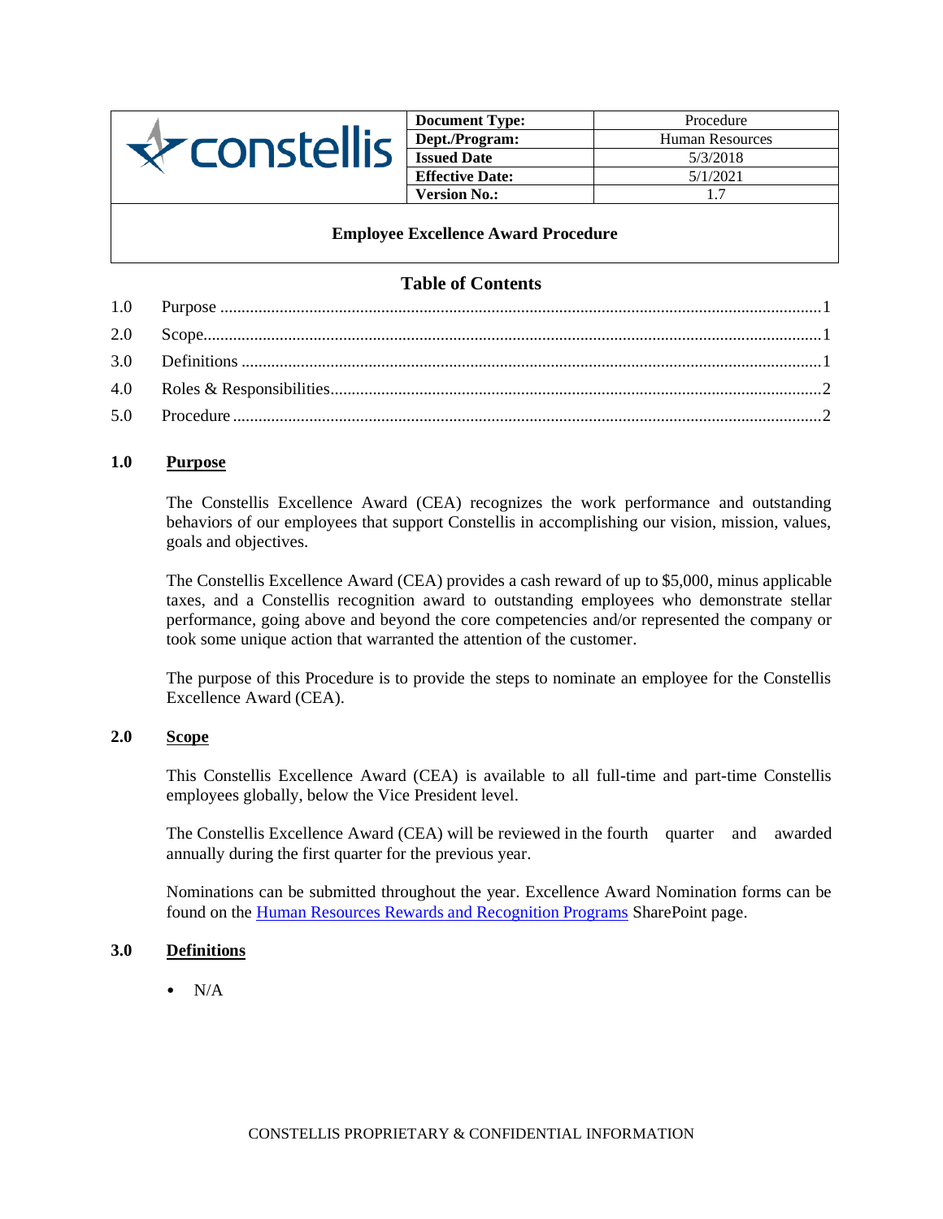| | Document Type: | Procedure |
|---|---|---|
| constellis | Dept./Program: | Human Resources |
| | Issued Date | 5/3/2018 |
| | Effective Date: | 5/1/2021 |
| | Version No.: | 1.7 |

**Employee Excellence Award Procedure**

## Table of Contents

1.0 Purpose ........ 1
2.0 Scope ........ 1
3.0 Definitions ........ 1
4.0 Roles & Responsibilities ........ 2
5.0 Procedure ........ 2

## 1.0 Purpose

The Constellis Excellence Award (CEA) recognizes the work performance and outstanding behaviors of our employees that support Constellis in accomplishing our vision, mission, values, goals and objectives.

The Constellis Excellence Award (CEA) provides a cash reward of up to $5,000, minus applicable taxes, and a Constellis recognition award to outstanding employees who demonstrate stellar performance, going above and beyond the core competencies and/or represented the company or took some unique action that warranted the attention of the customer.

The purpose of this Procedure is to provide the steps to nominate an employee for the Constellis Excellence Award (CEA).

## 2.0 Scope

This Constellis Excellence Award (CEA) is available to all full-time and part-time Constellis employees globally, below the Vice President level.

The Constellis Excellence Award (CEA) will be reviewed in the fourth quarter and awarded annually during the first quarter for the previous year.

Nominations can be submitted throughout the year. Excellence Award Nomination forms can be found on the Human Resources Rewards and Recognition Programs SharePoint page.

## 3.0 Definitions

- N/A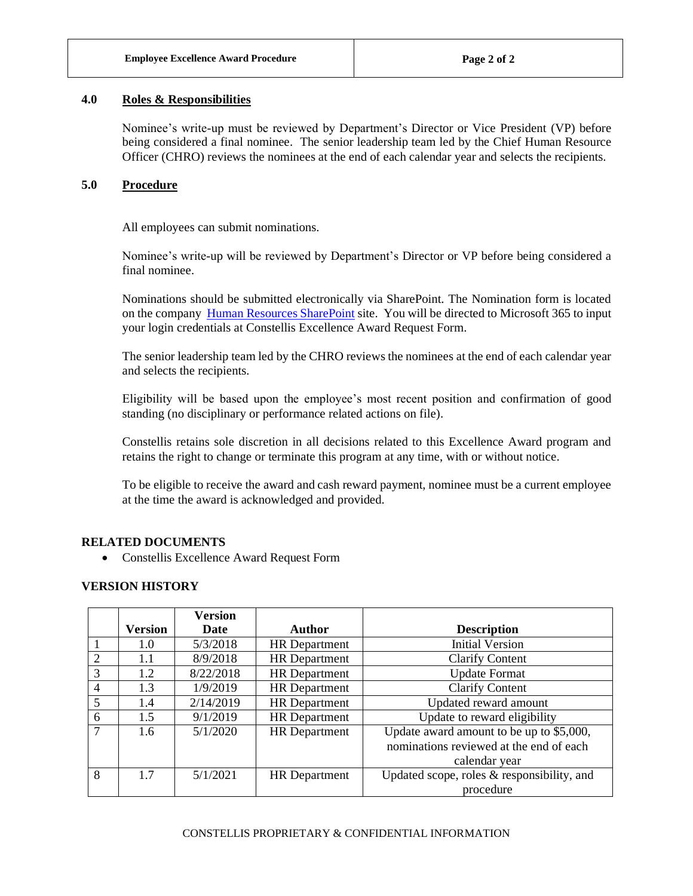## 4.0 Roles & Responsibilities

Nominee's write-up must be reviewed by Department's Director or Vice President (VP) before being considered a final nominee. The senior leadership team led by the Chief Human Resource Officer (CHRO) reviews the nominees at the end of each calendar year and selects the recipients.

## 5.0 Procedure

All employees can submit nominations.

Nominee's write-up will be reviewed by Department's Director or VP before being considered a final nominee.

Nominations should be submitted electronically via SharePoint. The Nomination form is located on the company Human Resources SharePoint site. You will be directed to Microsoft 365 to input your login credentials at Constellis Excellence Award Request Form.

The senior leadership team led by the CHRO reviews the nominees at the end of each calendar year and selects the recipients.

Eligibility will be based upon the employee's most recent position and confirmation of good standing (no disciplinary or performance related actions on file).

Constellis retains sole discretion in all decisions related to this Excellence Award program and retains the right to change or terminate this program at any time, with or without notice.

To be eligible to receive the award and cash reward payment, nominee must be a current employee at the time the award is acknowledged and provided.

### RELATED DOCUMENTS

- Constellis Excellence Award Request Form

### VERSION HISTORY

| | Version | Version Date | Author | Description |
|---|---|---|---|---|
| 1 | 1.0 | 5/3/2018 | HR Department | Initial Version |
| 2 | 1.1 | 8/9/2018 | HR Department | Clarify Content |
| 3 | 1.2 | 8/22/2018 | HR Department | Update Format |
| 4 | 1.3 | 1/9/2019 | HR Department | Clarify Content |
| 5 | 1.4 | 2/14/2019 | HR Department | Updated reward amount |
| 6 | 1.5 | 9/1/2019 | HR Department | Update to reward eligibility |
| 7 | 1.6 | 5/1/2020 | HR Department | Update award amount to be up to $5,000, nominations reviewed at the end of each calendar year |
| 8 | 1.7 | 5/1/2021 | HR Department | Updated scope, roles & responsibility, and procedure |

CONSTELLIS PROPRIETARY & CONFIDENTIAL INFORMATION